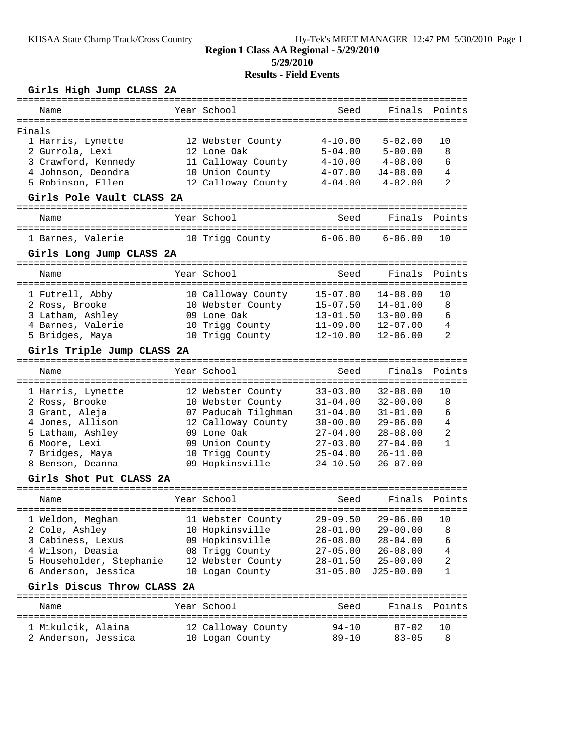# Region 1 Class AA Regional - 5/29/2010

**5/29/2010**

**Results - Field Events**

## Girls High Jump CLASS 2A

Finals

| Name | Year | School | Seed | Finals | Points |
|---|---|---|---|---|---|
| 1 Harris, Lynette | 12 | Webster County | 4-10.00 | 5-02.00 | 10 |
| 2 Gurrola, Lexi | 12 | Lone Oak | 5-04.00 | 5-00.00 | 8 |
| 3 Crawford, Kennedy | 11 | Calloway County | 4-10.00 | 4-08.00 | 6 |
| 4 Johnson, Deondra | 10 | Union County | 4-07.00 | J4-08.00 | 4 |
| 5 Robinson, Ellen | 12 | Calloway County | 4-04.00 | 4-02.00 | 2 |

## Girls Pole Vault CLASS 2A

| Name | Year | School | Seed | Finals | Points |
|---|---|---|---|---|---|
| 1 Barnes, Valerie | 10 | Trigg County | 6-06.00 | 6-06.00 | 10 |

## Girls Long Jump CLASS 2A

| Name | Year | School | Seed | Finals | Points |
|---|---|---|---|---|---|
| 1 Futrell, Abby | 10 | Calloway County | 15-07.00 | 14-08.00 | 10 |
| 2 Ross, Brooke | 10 | Webster County | 15-07.50 | 14-01.00 | 8 |
| 3 Latham, Ashley | 09 | Lone Oak | 13-01.50 | 13-00.00 | 6 |
| 4 Barnes, Valerie | 10 | Trigg County | 11-09.00 | 12-07.00 | 4 |
| 5 Bridges, Maya | 10 | Trigg County | 12-10.00 | 12-06.00 | 2 |

## Girls Triple Jump CLASS 2A

| Name | Year | School | Seed | Finals | Points |
|---|---|---|---|---|---|
| 1 Harris, Lynette | 12 | Webster County | 33-03.00 | 32-08.00 | 10 |
| 2 Ross, Brooke | 10 | Webster County | 31-04.00 | 32-00.00 | 8 |
| 3 Grant, Aleja | 07 | Paducah Tilghman | 31-04.00 | 31-01.00 | 6 |
| 4 Jones, Allison | 12 | Calloway County | 30-00.00 | 29-06.00 | 4 |
| 5 Latham, Ashley | 09 | Lone Oak | 27-04.00 | 28-08.00 | 2 |
| 6 Moore, Lexi | 09 | Union County | 27-03.00 | 27-04.00 | 1 |
| 7 Bridges, Maya | 10 | Trigg County | 25-04.00 | 26-11.00 | |
| 8 Benson, Deanna | 09 | Hopkinsville | 24-10.50 | 26-07.00 | |

## Girls Shot Put CLASS 2A

| Name | Year | School | Seed | Finals | Points |
|---|---|---|---|---|---|
| 1 Weldon, Meghan | 11 | Webster County | 29-09.50 | 29-06.00 | 10 |
| 2 Cole, Ashley | 10 | Hopkinsville | 28-01.00 | 29-00.00 | 8 |
| 3 Cabiness, Lexus | 09 | Hopkinsville | 26-08.00 | 28-04.00 | 6 |
| 4 Wilson, Deasia | 08 | Trigg County | 27-05.00 | 26-08.00 | 4 |
| 5 Householder, Stephanie | 12 | Webster County | 28-01.50 | 25-00.00 | 2 |
| 6 Anderson, Jessica | 10 | Logan County | 31-05.00 | J25-00.00 | 1 |

## Girls Discus Throw CLASS 2A

| Name | Year | School | Seed | Finals | Points |
|---|---|---|---|---|---|
| 1 Mikulcik, Alaina | 12 | Calloway County | 94-10 | 87-02 | 10 |
| 2 Anderson, Jessica | 10 | Logan County | 89-10 | 83-05 | 8 |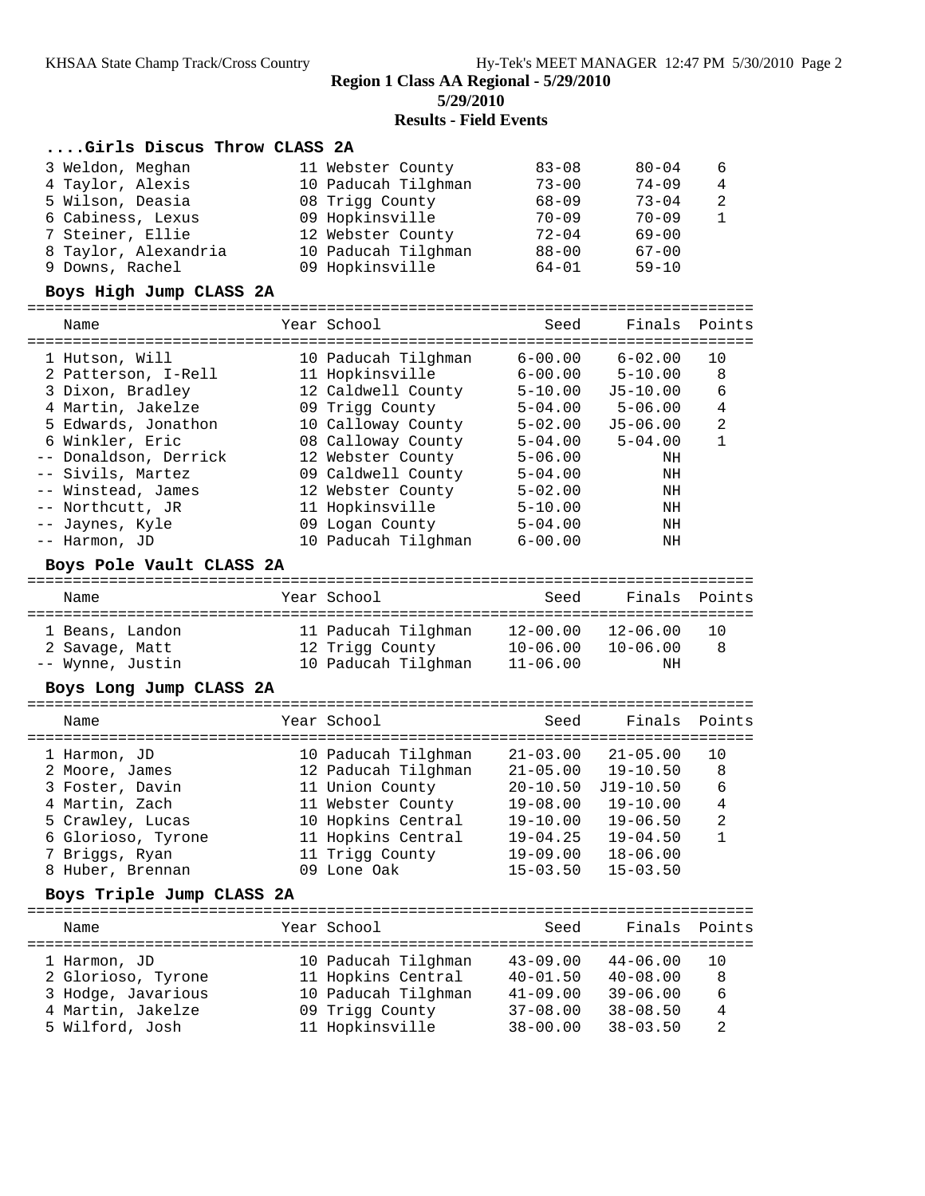**Region 1 Class AA Regional - 5/29/2010**
**5/29/2010**
**Results - Field Events**

### ....Girls Discus Throw CLASS 2A

| Name | Year | School | Seed | Finals | Points |
|---|---|---|---|---|---|
| 3 Weldon, Meghan | 11 | Webster County | 83-08 | 80-04 | 6 |
| 4 Taylor, Alexis | 10 | Paducah Tilghman | 73-00 | 74-09 | 4 |
| 5 Wilson, Deasia | 08 | Trigg County | 68-09 | 73-04 | 2 |
| 6 Cabiness, Lexus | 09 | Hopkinsville | 70-09 | 70-09 | 1 |
| 7 Steiner, Ellie | 12 | Webster County | 72-04 | 69-00 | |
| 8 Taylor, Alexandria | 10 | Paducah Tilghman | 88-00 | 67-00 | |
| 9 Downs, Rachel | 09 | Hopkinsville | 64-01 | 59-10 | |

### Boys High Jump CLASS 2A

| Name | Year | School | Seed | Finals | Points |
|---|---|---|---|---|---|
| 1 Hutson, Will | 10 | Paducah Tilghman | 6-00.00 | 6-02.00 | 10 |
| 2 Patterson, I-Rell | 11 | Hopkinsville | 6-00.00 | 5-10.00 | 8 |
| 3 Dixon, Bradley | 12 | Caldwell County | 5-10.00 | J5-10.00 | 6 |
| 4 Martin, Jakelze | 09 | Trigg County | 5-04.00 | 5-06.00 | 4 |
| 5 Edwards, Jonathon | 10 | Calloway County | 5-02.00 | J5-06.00 | 2 |
| 6 Winkler, Eric | 08 | Calloway County | 5-04.00 | 5-04.00 | 1 |
| -- Donaldson, Derrick | 12 | Webster County | 5-06.00 | NH | |
| -- Sivils, Martez | 09 | Caldwell County | 5-04.00 | NH | |
| -- Winstead, James | 12 | Webster County | 5-02.00 | NH | |
| -- Northcutt, JR | 11 | Hopkinsville | 5-10.00 | NH | |
| -- Jaynes, Kyle | 09 | Logan County | 5-04.00 | NH | |
| -- Harmon, JD | 10 | Paducah Tilghman | 6-00.00 | NH | |

### Boys Pole Vault CLASS 2A

| Name | Year | School | Seed | Finals | Points |
|---|---|---|---|---|---|
| 1 Beans, Landon | 11 | Paducah Tilghman | 12-00.00 | 12-06.00 | 10 |
| 2 Savage, Matt | 12 | Trigg County | 10-06.00 | 10-06.00 | 8 |
| -- Wynne, Justin | 10 | Paducah Tilghman | 11-06.00 | NH | |

### Boys Long Jump CLASS 2A

| Name | Year | School | Seed | Finals | Points |
|---|---|---|---|---|---|
| 1 Harmon, JD | 10 | Paducah Tilghman | 21-03.00 | 21-05.00 | 10 |
| 2 Moore, James | 12 | Paducah Tilghman | 21-05.00 | 19-10.50 | 8 |
| 3 Foster, Davin | 11 | Union County | 20-10.50 | J19-10.50 | 6 |
| 4 Martin, Zach | 11 | Webster County | 19-08.00 | 19-10.00 | 4 |
| 5 Crawley, Lucas | 10 | Hopkins Central | 19-10.00 | 19-06.50 | 2 |
| 6 Glorioso, Tyrone | 11 | Hopkins Central | 19-04.25 | 19-04.50 | 1 |
| 7 Briggs, Ryan | 11 | Trigg County | 19-09.00 | 18-06.00 | |
| 8 Huber, Brennan | 09 | Lone Oak | 15-03.50 | 15-03.50 | |

### Boys Triple Jump CLASS 2A

| Name | Year | School | Seed | Finals | Points |
|---|---|---|---|---|---|
| 1 Harmon, JD | 10 | Paducah Tilghman | 43-09.00 | 44-06.00 | 10 |
| 2 Glorioso, Tyrone | 11 | Hopkins Central | 40-01.50 | 40-08.00 | 8 |
| 3 Hodge, Javarious | 10 | Paducah Tilghman | 41-09.00 | 39-06.00 | 6 |
| 4 Martin, Jakelze | 09 | Trigg County | 37-08.00 | 38-08.50 | 4 |
| 5 Wilford, Josh | 11 | Hopkinsville | 38-00.00 | 38-03.50 | 2 |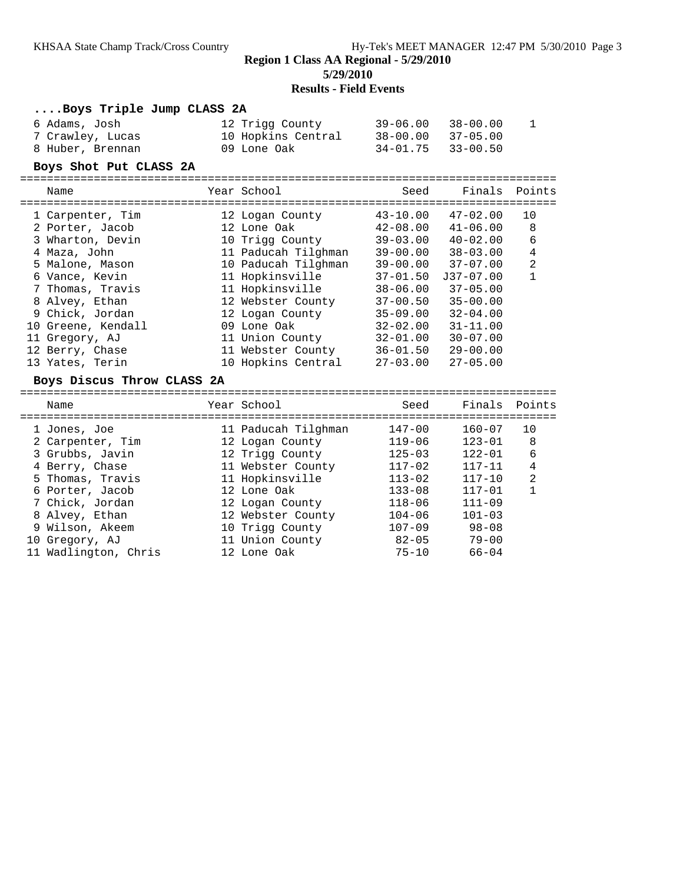**Region 1 Class AA Regional - 5/29/2010**

**5/29/2010**

**Results - Field Events**

### ....Boys Triple Jump CLASS 2A

| | | | | | |
|---|---|---|---|---|---|
| 6 | Adams, Josh | 12 Trigg County | 39-06.00 | 38-00.00 | 1 |
| 7 | Crawley, Lucas | 10 Hopkins Central | 38-00.00 | 37-05.00 | |
| 8 | Huber, Brennan | 09 Lone Oak | 34-01.75 | 33-00.50 | |

### Boys Shot Put CLASS 2A

| | Name | Year School | Seed | Finals | Points |
|---|---|---|---|---|---|
| 1 | Carpenter, Tim | 12 Logan County | 43-10.00 | 47-02.00 | 10 |
| 2 | Porter, Jacob | 12 Lone Oak | 42-08.00 | 41-06.00 | 8 |
| 3 | Wharton, Devin | 10 Trigg County | 39-03.00 | 40-02.00 | 6 |
| 4 | Maza, John | 11 Paducah Tilghman | 39-00.00 | 38-03.00 | 4 |
| 5 | Malone, Mason | 10 Paducah Tilghman | 39-00.00 | 37-07.00 | 2 |
| 6 | Vance, Kevin | 11 Hopkinsville | 37-01.50 | J37-07.00 | 1 |
| 7 | Thomas, Travis | 11 Hopkinsville | 38-06.00 | 37-05.00 | |
| 8 | Alvey, Ethan | 12 Webster County | 37-00.50 | 35-00.00 | |
| 9 | Chick, Jordan | 12 Logan County | 35-09.00 | 32-04.00 | |
| 10 | Greene, Kendall | 09 Lone Oak | 32-02.00 | 31-11.00 | |
| 11 | Gregory, AJ | 11 Union County | 32-01.00 | 30-07.00 | |
| 12 | Berry, Chase | 11 Webster County | 36-01.50 | 29-00.00 | |
| 13 | Yates, Terin | 10 Hopkins Central | 27-03.00 | 27-05.00 | |

### Boys Discus Throw CLASS 2A

| | Name | Year School | Seed | Finals | Points |
|---|---|---|---|---|---|
| 1 | Jones, Joe | 11 Paducah Tilghman | 147-00 | 160-07 | 10 |
| 2 | Carpenter, Tim | 12 Logan County | 119-06 | 123-01 | 8 |
| 3 | Grubbs, Javin | 12 Trigg County | 125-03 | 122-01 | 6 |
| 4 | Berry, Chase | 11 Webster County | 117-02 | 117-11 | 4 |
| 5 | Thomas, Travis | 11 Hopkinsville | 113-02 | 117-10 | 2 |
| 6 | Porter, Jacob | 12 Lone Oak | 133-08 | 117-01 | 1 |
| 7 | Chick, Jordan | 12 Logan County | 118-06 | 111-09 | |
| 8 | Alvey, Ethan | 12 Webster County | 104-06 | 101-03 | |
| 9 | Wilson, Akeem | 10 Trigg County | 107-09 | 98-08 | |
| 10 | Gregory, AJ | 11 Union County | 82-05 | 79-00 | |
| 11 | Wadlington, Chris | 12 Lone Oak | 75-10 | 66-04 | |